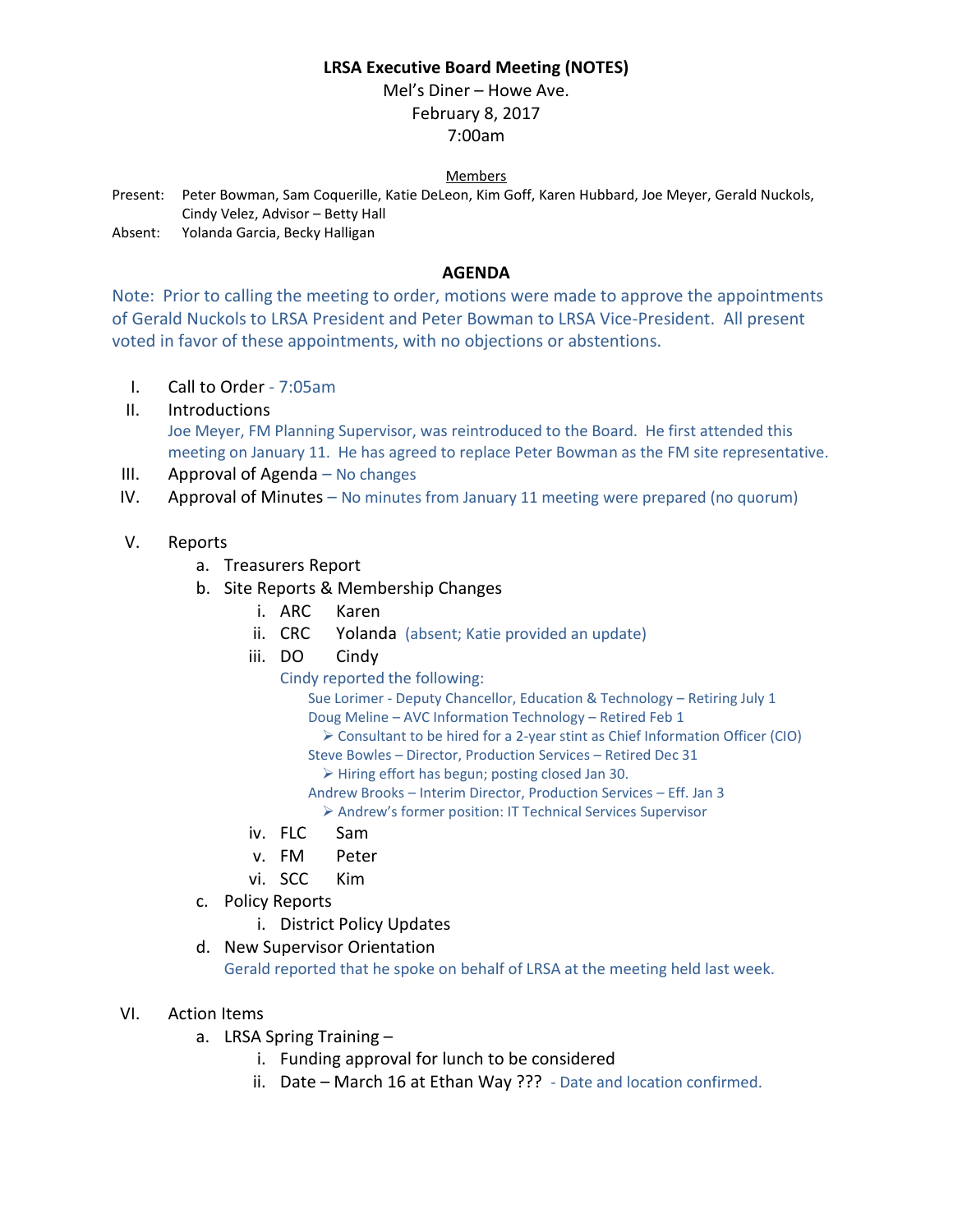**LRSA Executive Board Meeting (NOTES)**

Mel's Diner – Howe Ave.
February 8, 2017
7:00am

Members

Present: Peter Bowman, Sam Coquerille, Katie DeLeon, Kim Goff, Karen Hubbard, Joe Meyer, Gerald Nuckols, Cindy Velez, Advisor – Betty Hall
Absent: Yolanda Garcia, Becky Halligan

**AGENDA**

Note: Prior to calling the meeting to order, motions were made to approve the appointments of Gerald Nuckols to LRSA President and Peter Bowman to LRSA Vice-President. All present voted in favor of these appointments, with no objections or abstentions.

I. Call to Order - 7:05am

II. Introductions
Joe Meyer, FM Planning Supervisor, was reintroduced to the Board. He first attended this meeting on January 11. He has agreed to replace Peter Bowman as the FM site representative.

III. Approval of Agenda – No changes

IV. Approval of Minutes – No minutes from January 11 meeting were prepared (no quorum)

V. Reports
   a. Treasurers Report
   b. Site Reports & Membership Changes
      i. ARC Karen
      ii. CRC Yolanda (absent; Katie provided an update)
      iii. DO Cindy
         Cindy reported the following:
            Sue Lorimer - Deputy Chancellor, Education & Technology – Retiring July 1
            Doug Meline – AVC Information Technology – Retired Feb 1
               - Consultant to be hired for a 2-year stint as Chief Information Officer (CIO)
            Steve Bowles – Director, Production Services – Retired Dec 31
               - Hiring effort has begun; posting closed Jan 30.
            Andrew Brooks – Interim Director, Production Services – Eff. Jan 3
               - Andrew's former position: IT Technical Services Supervisor
      iv. FLC Sam
      v. FM Peter
      vi. SCC Kim
   c. Policy Reports
      i. District Policy Updates
   d. New Supervisor Orientation
      Gerald reported that he spoke on behalf of LRSA at the meeting held last week.

VI. Action Items
   a. LRSA Spring Training –
      i. Funding approval for lunch to be considered
      ii. Date – March 16 at Ethan Way ??? - Date and location confirmed.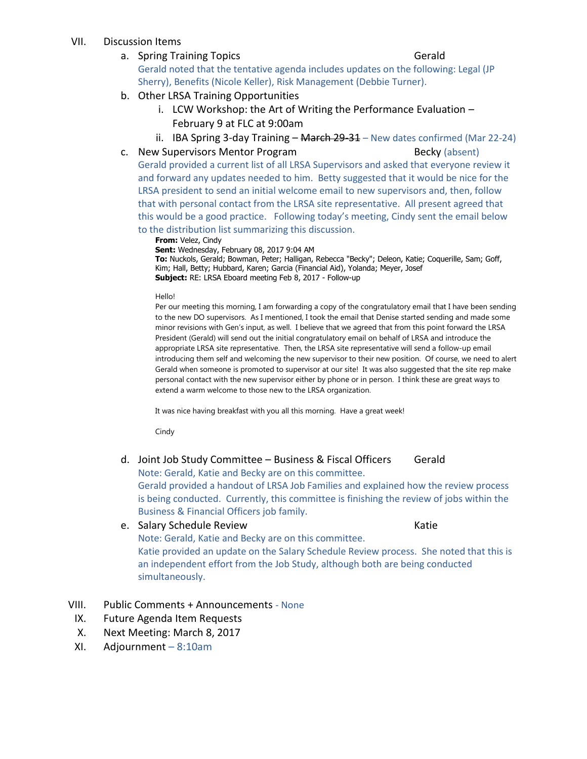VII. Discussion Items

a. Spring Training Topics — Gerald

Gerald noted that the tentative agenda includes updates on the following: Legal (JP Sherry), Benefits (Nicole Keller), Risk Management (Debbie Turner).

b. Other LRSA Training Opportunities

i. LCW Workshop: the Art of Writing the Performance Evaluation – February 9 at FLC at 9:00am

ii. IBA Spring 3-day Training – ~~March 29-31~~ – New dates confirmed (Mar 22-24)

c. New Supervisors Mentor Program — Becky (absent)

Gerald provided a current list of all LRSA Supervisors and asked that everyone review it and forward any updates needed to him. Betty suggested that it would be nice for the LRSA president to send an initial welcome email to new supervisors and, then, follow that with personal contact from the LRSA site representative. All present agreed that this would be a good practice. Following today's meeting, Cindy sent the email below to the distribution list summarizing this discussion.

> **From:** Velez, Cindy
> **Sent:** Wednesday, February 08, 2017 9:04 AM
> **To:** Nuckols, Gerald; Bowman, Peter; Halligan, Rebecca "Becky"; Deleon, Katie; Coquerille, Sam; Goff, Kim; Hall, Betty; Hubbard, Karen; Garcia (Financial Aid), Yolanda; Meyer, Josef
> **Subject:** RE: LRSA Eboard meeting Feb 8, 2017 - Follow-up
>
> Hello!
>
> Per our meeting this morning, I am forwarding a copy of the congratulatory email that I have been sending to the new DO supervisors. As I mentioned, I took the email that Denise started sending and made some minor revisions with Gen's input, as well. I believe that we agreed that from this point forward the LRSA President (Gerald) will send out the initial congratulatory email on behalf of LRSA and introduce the appropriate LRSA site representative. Then, the LRSA site representative will send a follow-up email introducing them self and welcoming the new supervisor to their new position. Of course, we need to alert Gerald when someone is promoted to supervisor at our site! It was also suggested that the site rep make personal contact with the new supervisor either by phone or in person. I think these are great ways to extend a warm welcome to those new to the LRSA organization.
>
> It was nice having breakfast with you all this morning. Have a great week!
>
> Cindy

d. Joint Job Study Committee – Business & Fiscal Officers — Gerald

Note: Gerald, Katie and Becky are on this committee.

Gerald provided a handout of LRSA Job Families and explained how the review process is being conducted. Currently, this committee is finishing the review of jobs within the Business & Financial Officers job family.

e. Salary Schedule Review — Katie

Note: Gerald, Katie and Becky are on this committee.

Katie provided an update on the Salary Schedule Review process. She noted that this is an independent effort from the Job Study, although both are being conducted simultaneously.

VIII. Public Comments + Announcements - None

IX. Future Agenda Item Requests

X. Next Meeting: March 8, 2017

XI. Adjournment – 8:10am